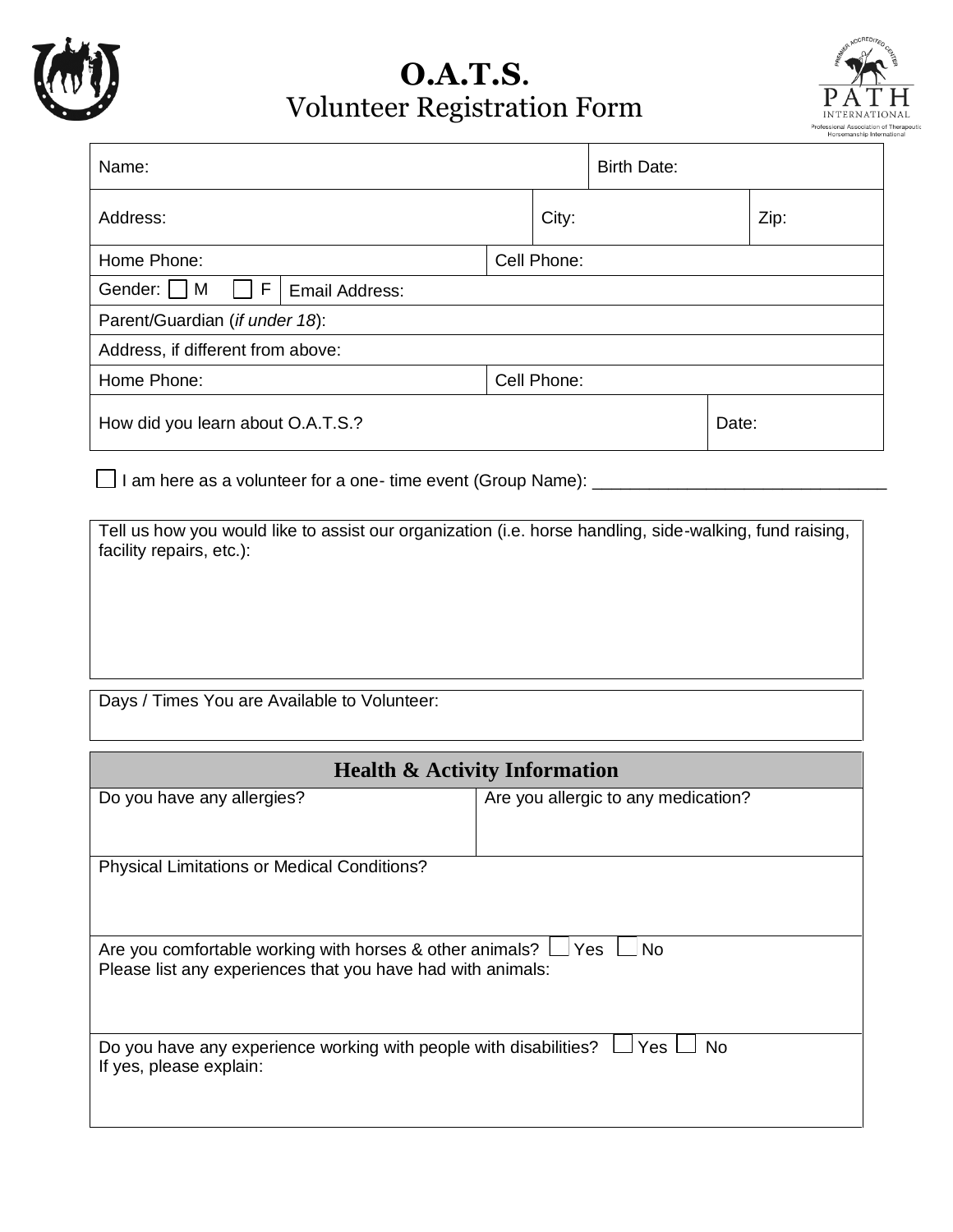# O.A.T.S.
## Volunteer Registration Form

| Name: | | | Birth Date: |
|---|---|---|---|
| Address: | City: | | Zip: |
| Home Phone: | Cell Phone: | | |
| Gender: ☐ M ☐ F | Email Address: | | |
| Parent/Guardian (*if under 18*): | | | |
| Address, if different from above: | | | |
| Home Phone: | Cell Phone: | | |
| How did you learn about O.A.T.S.? | | | Date: |

☐ I am here as a volunteer for a one- time event (Group Name): ______________________________

| Tell us how you would like to assist our organization (i.e. horse handling, side-walking, fund raising, facility repairs, etc.): |
|---|
| |

| Days / Times You are Available to Volunteer: |
|---|
| |

| **Health & Activity Information** | |
|---|---|
| Do you have any allergies? | Are you allergic to any medication? |
| Physical Limitations or Medical Conditions? | |
| Are you comfortable working with horses & other animals? ☐ Yes ☐ No<br>Please list any experiences that you have had with animals: | |
| Do you have any experience working with people with disabilities? ☐ Yes ☐ No<br>If yes, please explain: | |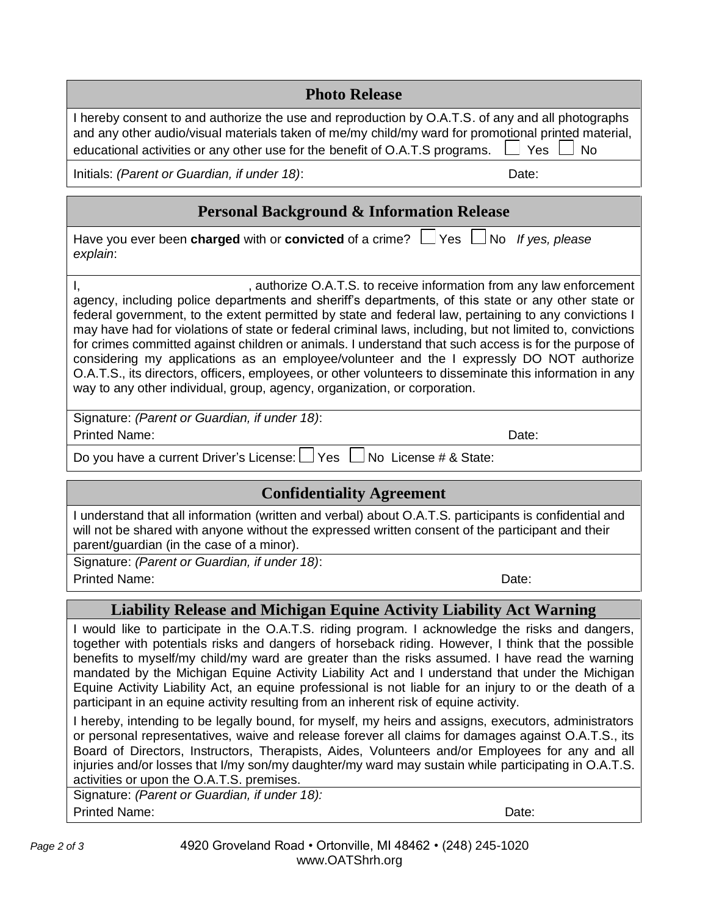## Photo Release

I hereby consent to and authorize the use and reproduction by O.A.T.S. of any and all photographs and any other audio/visual materials taken of me/my child/my ward for promotional printed material, educational activities or any other use for the benefit of O.A.T.S programs. ☐ Yes ☐ No

Initials: *(Parent or Guardian, if under 18)*: Date:

## Personal Background & Information Release

Have you ever been **charged** with or **convicted** of a crime? ☐ Yes ☐ No *If yes, please explain*:

I, , authorize O.A.T.S. to receive information from any law enforcement agency, including police departments and sheriff's departments, of this state or any other state or federal government, to the extent permitted by state and federal law, pertaining to any convictions I may have had for violations of state or federal criminal laws, including, but not limited to, convictions for crimes committed against children or animals. I understand that such access is for the purpose of considering my applications as an employee/volunteer and the I expressly DO NOT authorize O.A.T.S., its directors, officers, employees, or other volunteers to disseminate this information in any way to any other individual, group, agency, organization, or corporation.

Signature: *(Parent or Guardian, if under 18)*:

Printed Name: Date:

Do you have a current Driver's License: ☐ Yes ☐ No License # & State:

## Confidentiality Agreement

I understand that all information (written and verbal) about O.A.T.S. participants is confidential and will not be shared with anyone without the expressed written consent of the participant and their parent/guardian (in the case of a minor).

Signature: *(Parent or Guardian, if under 18)*:

Printed Name: Date:

## Liability Release and Michigan Equine Activity Liability Act Warning

I would like to participate in the O.A.T.S. riding program. I acknowledge the risks and dangers, together with potentials risks and dangers of horseback riding. However, I think that the possible benefits to myself/my child/my ward are greater than the risks assumed. I have read the warning mandated by the Michigan Equine Activity Liability Act and I understand that under the Michigan Equine Activity Liability Act, an equine professional is not liable for an injury to or the death of a participant in an equine activity resulting from an inherent risk of equine activity.

I hereby, intending to be legally bound, for myself, my heirs and assigns, executors, administrators or personal representatives, waive and release forever all claims for damages against O.A.T.S., its Board of Directors, Instructors, Therapists, Aides, Volunteers and/or Employees for any and all injuries and/or losses that I/my son/my daughter/my ward may sustain while participating in O.A.T.S. activities or upon the O.A.T.S. premises.

Signature: *(Parent or Guardian, if under 18):*

Printed Name: Date:

4920 Groveland Road • Ortonville, MI 48462 • (248) 245-1020
www.OATShrh.org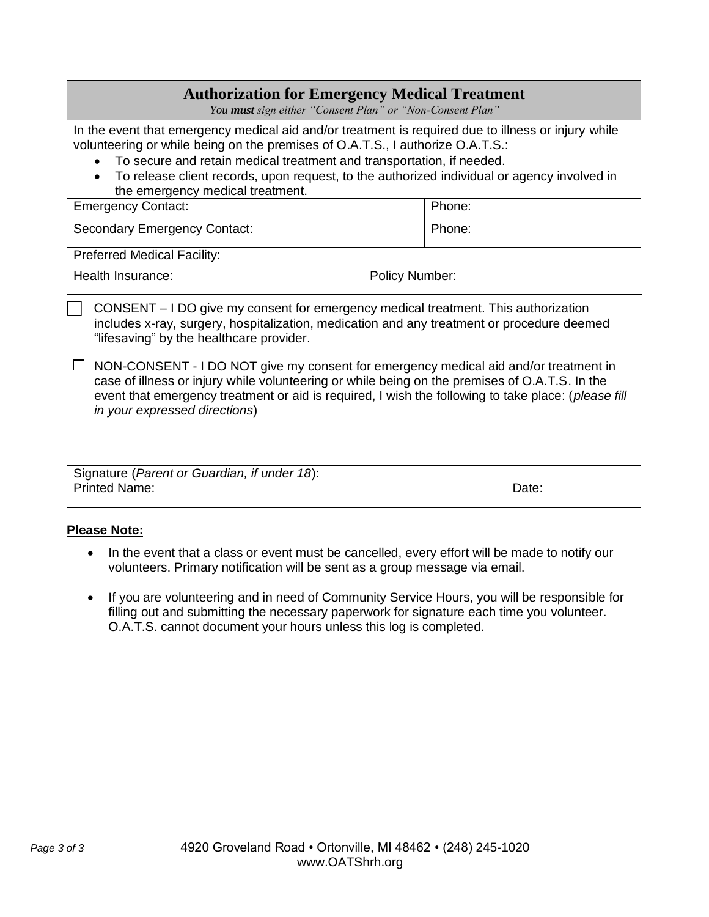## Authorization for Emergency Medical Treatment

*You **must** sign either "Consent Plan" or "Non-Consent Plan"*

In the event that emergency medical aid and/or treatment is required due to illness or injury while volunteering or while being on the premises of O.A.T.S., I authorize O.A.T.S.:

- To secure and retain medical treatment and transportation, if needed.
- To release client records, upon request, to the authorized individual or agency involved in the emergency medical treatment.

| | |
|---|---|
| Emergency Contact: | Phone: |
| Secondary Emergency Contact: | Phone: |
| Preferred Medical Facility: | |
| Health Insurance: | Policy Number: |

☐ CONSENT – I DO give my consent for emergency medical treatment. This authorization includes x-ray, surgery, hospitalization, medication and any treatment or procedure deemed "lifesaving" by the healthcare provider.

☐ NON-CONSENT - I DO NOT give my consent for emergency medical aid and/or treatment in case of illness or injury while volunteering or while being on the premises of O.A.T.S. In the event that emergency treatment or aid is required, I wish the following to take place: (*please fill in your expressed directions*)

Signature (*Parent or Guardian, if under 18*):

Printed Name: Date:

**Please Note:**

- In the event that a class or event must be cancelled, every effort will be made to notify our volunteers. Primary notification will be sent as a group message via email.
- If you are volunteering and in need of Community Service Hours, you will be responsible for filling out and submitting the necessary paperwork for signature each time you volunteer. O.A.T.S. cannot document your hours unless this log is completed.

4920 Groveland Road • Ortonville, MI 48462 • (248) 245-1020
www.OATShrh.org